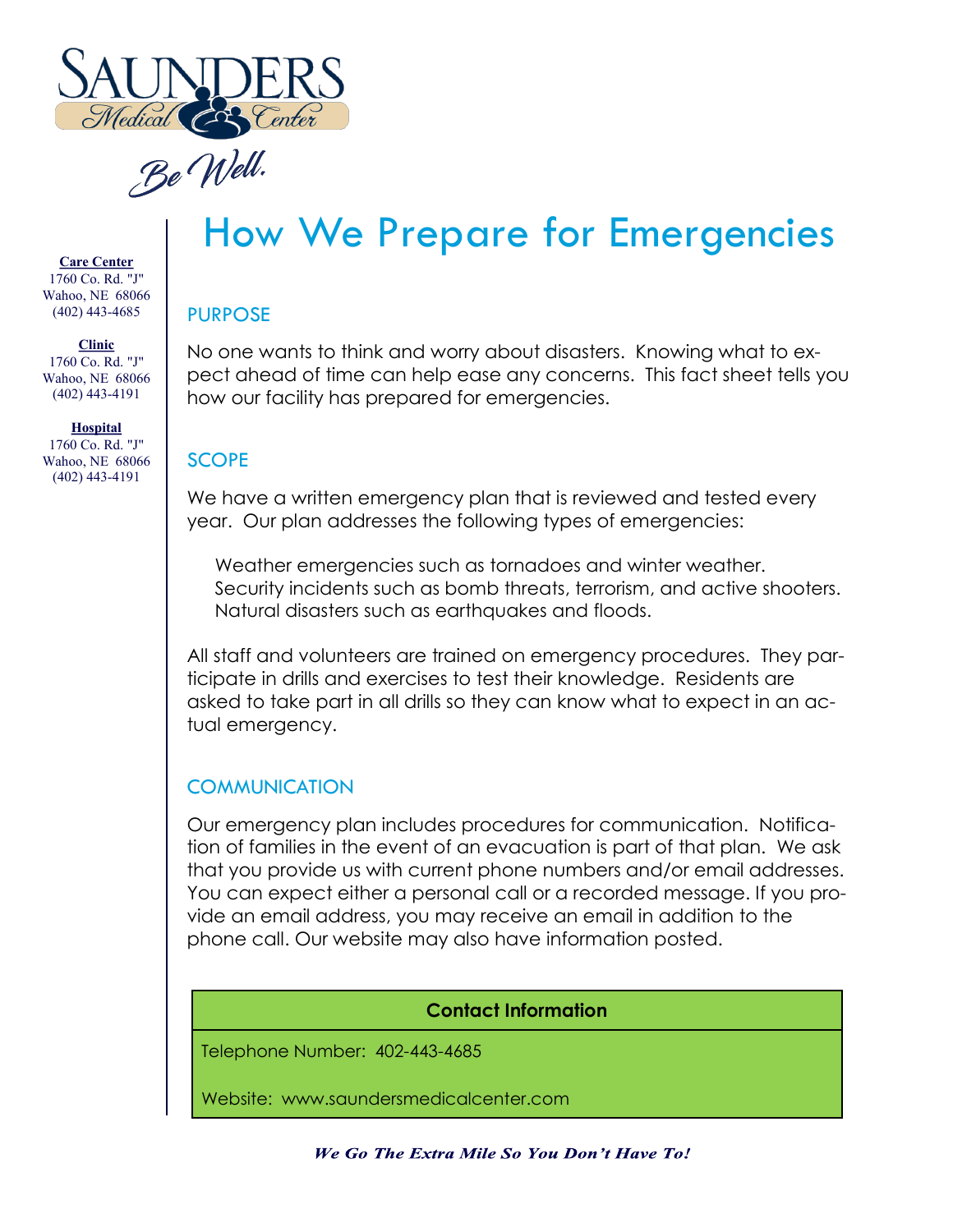Saunders Medical Center

*Be Well.*

**Care Center**
1760 Co. Rd. "J"
Wahoo, NE 68066
(402) 443-4685

**Clinic**
1760 Co. Rd. "J"
Wahoo, NE 68066
(402) 443-4191

**Hospital**
1760 Co. Rd. "J"
Wahoo, NE 68066
(402) 443-4191

# How We Prepare for Emergencies

## PURPOSE

No one wants to think and worry about disasters. Knowing what to expect ahead of time can help ease any concerns. This fact sheet tells you how our facility has prepared for emergencies.

## SCOPE

We have a written emergency plan that is reviewed and tested every year. Our plan addresses the following types of emergencies:

- Weather emergencies such as tornadoes and winter weather.
- Security incidents such as bomb threats, terrorism, and active shooters.
- Natural disasters such as earthquakes and floods.

All staff and volunteers are trained on emergency procedures. They participate in drills and exercises to test their knowledge. Residents are asked to take part in all drills so they can know what to expect in an actual emergency.

## COMMUNICATION

Our emergency plan includes procedures for communication. Notification of families in the event of an evacuation is part of that plan. We ask that you provide us with current phone numbers and/or email addresses. You can expect either a personal call or a recorded message. If you provide an email address, you may receive an email in addition to the phone call. Our website may also have information posted.

| Contact Information |
|---|
| Telephone Number: 402-443-4685 |
| Website: www.saundersmedicalcenter.com |

***We Go The Extra Mile So You Don't Have To!***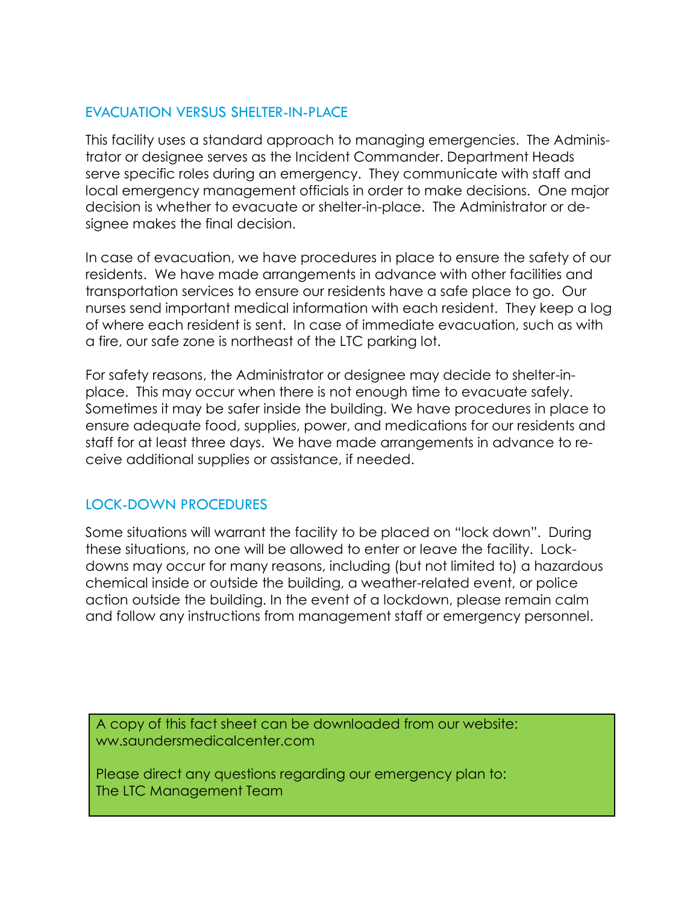## EVACUATION VERSUS SHELTER-IN-PLACE

This facility uses a standard approach to managing emergencies. The Administrator or designee serves as the Incident Commander. Department Heads serve specific roles during an emergency. They communicate with staff and local emergency management officials in order to make decisions. One major decision is whether to evacuate or shelter-in-place. The Administrator or designee makes the final decision.

In case of evacuation, we have procedures in place to ensure the safety of our residents. We have made arrangements in advance with other facilities and transportation services to ensure our residents have a safe place to go. Our nurses send important medical information with each resident. They keep a log of where each resident is sent. In case of immediate evacuation, such as with a fire, our safe zone is northeast of the LTC parking lot.

For safety reasons, the Administrator or designee may decide to shelter-in-place. This may occur when there is not enough time to evacuate safely. Sometimes it may be safer inside the building. We have procedures in place to ensure adequate food, supplies, power, and medications for our residents and staff for at least three days. We have made arrangements in advance to receive additional supplies or assistance, if needed.

## LOCK-DOWN PROCEDURES

Some situations will warrant the facility to be placed on "lock down". During these situations, no one will be allowed to enter or leave the facility. Lockdowns may occur for many reasons, including (but not limited to) a hazardous chemical inside or outside the building, a weather-related event, or police action outside the building. In the event of a lockdown, please remain calm and follow any instructions from management staff or emergency personnel.

A copy of this fact sheet can be downloaded from our website:
ww.saundersmedicalcenter.com

Please direct any questions regarding our emergency plan to:
The LTC Management Team